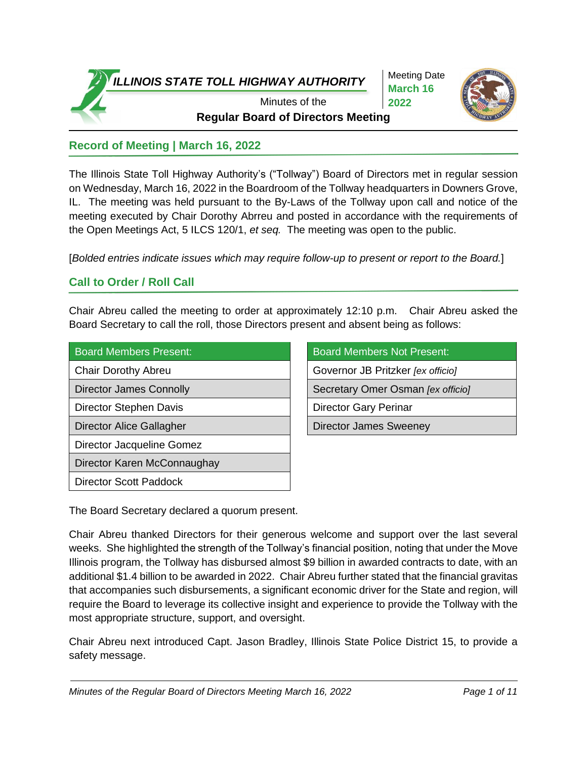# ILLINOIS STATE TOLL HIGHWAY AUTHORITY

Minutes of the
**Regular Board of Directors Meeting**

Meeting Date
**March 16 2022**

## Record of Meeting | March 16, 2022

The Illinois State Toll Highway Authority's ("Tollway") Board of Directors met in regular session on Wednesday, March 16, 2022 in the Boardroom of the Tollway headquarters in Downers Grove, IL. The meeting was held pursuant to the By-Laws of the Tollway upon call and notice of the meeting executed by Chair Dorothy Abrreu and posted in accordance with the requirements of the Open Meetings Act, 5 ILCS 120/1, *et seq.* The meeting was open to the public.

[*Bolded entries indicate issues which may require follow-up to present or report to the Board.*]

## Call to Order / Roll Call

Chair Abreu called the meeting to order at approximately 12:10 p.m. Chair Abreu asked the Board Secretary to call the roll, those Directors present and absent being as follows:

| Board Members Present: |
|---|
| Chair Dorothy Abreu |
| Director James Connolly |
| Director Stephen Davis |
| Director Alice Gallagher |
| Director Jacqueline Gomez |
| Director Karen McConnaughay |
| Director Scott Paddock |

| Board Members Not Present: |
|---|
| Governor JB Pritzker *[ex officio]* |
| Secretary Omer Osman *[ex officio]* |
| Director Gary Perinar |
| Director James Sweeney |

The Board Secretary declared a quorum present.

Chair Abreu thanked Directors for their generous welcome and support over the last several weeks. She highlighted the strength of the Tollway's financial position, noting that under the Move Illinois program, the Tollway has disbursed almost $9 billion in awarded contracts to date, with an additional $1.4 billion to be awarded in 2022. Chair Abreu further stated that the financial gravitas that accompanies such disbursements, a significant economic driver for the State and region, will require the Board to leverage its collective insight and experience to provide the Tollway with the most appropriate structure, support, and oversight.

Chair Abreu next introduced Capt. Jason Bradley, Illinois State Police District 15, to provide a safety message.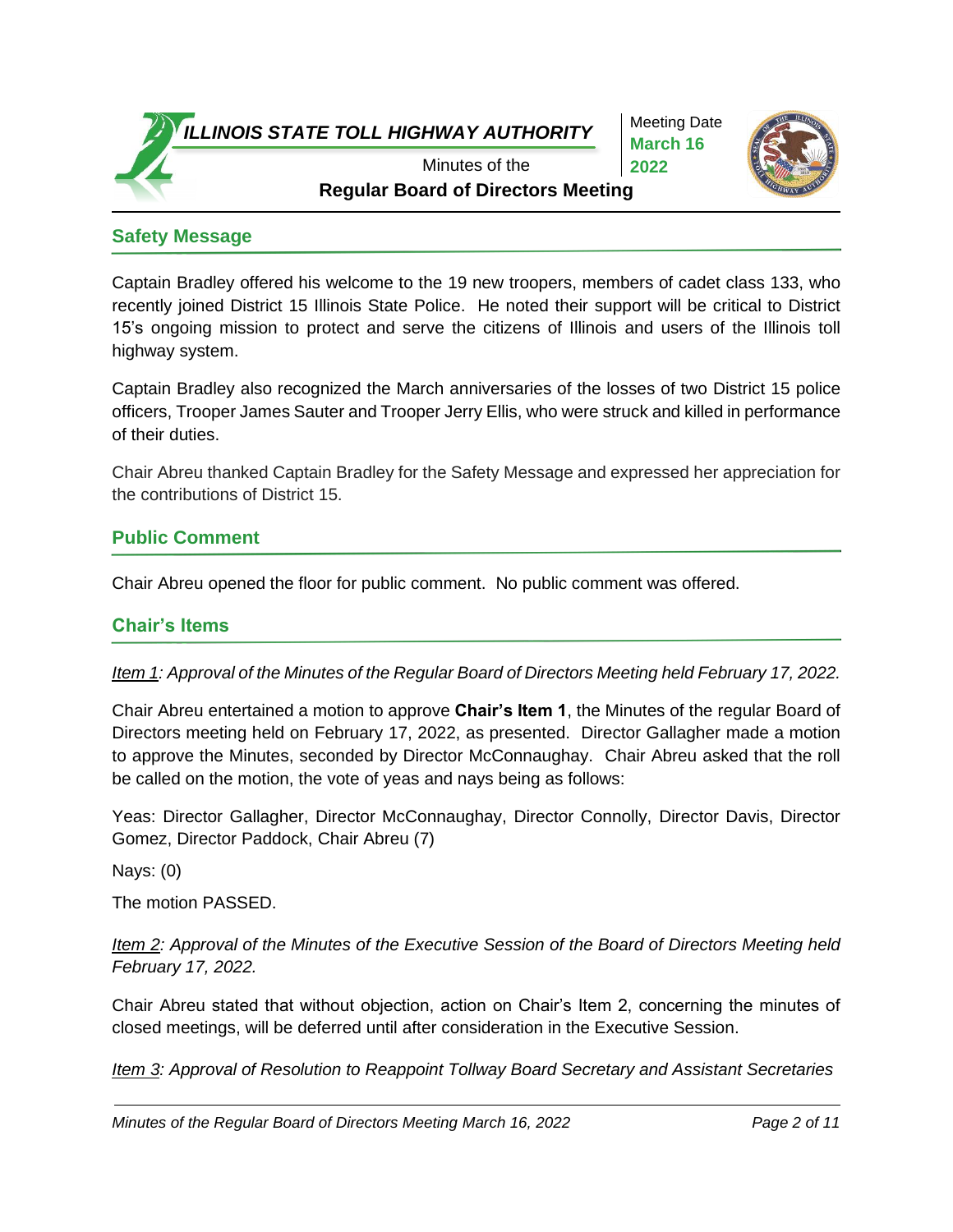## Safety Message

Captain Bradley offered his welcome to the 19 new troopers, members of cadet class 133, who recently joined District 15 Illinois State Police. He noted their support will be critical to District 15's ongoing mission to protect and serve the citizens of Illinois and users of the Illinois toll highway system.

Captain Bradley also recognized the March anniversaries of the losses of two District 15 police officers, Trooper James Sauter and Trooper Jerry Ellis, who were struck and killed in performance of their duties.

Chair Abreu thanked Captain Bradley for the Safety Message and expressed her appreciation for the contributions of District 15.

## Public Comment

Chair Abreu opened the floor for public comment. No public comment was offered.

## Chair's Items

*Item 1: Approval of the Minutes of the Regular Board of Directors Meeting held February 17, 2022.*

Chair Abreu entertained a motion to approve **Chair's Item 1**, the Minutes of the regular Board of Directors meeting held on February 17, 2022, as presented. Director Gallagher made a motion to approve the Minutes, seconded by Director McConnaughay. Chair Abreu asked that the roll be called on the motion, the vote of yeas and nays being as follows:

Yeas: Director Gallagher, Director McConnaughay, Director Connolly, Director Davis, Director Gomez, Director Paddock, Chair Abreu (7)

Nays: (0)

The motion PASSED.

*Item 2: Approval of the Minutes of the Executive Session of the Board of Directors Meeting held February 17, 2022.*

Chair Abreu stated that without objection, action on Chair's Item 2, concerning the minutes of closed meetings, will be deferred until after consideration in the Executive Session.

*Item 3: Approval of Resolution to Reappoint Tollway Board Secretary and Assistant Secretaries*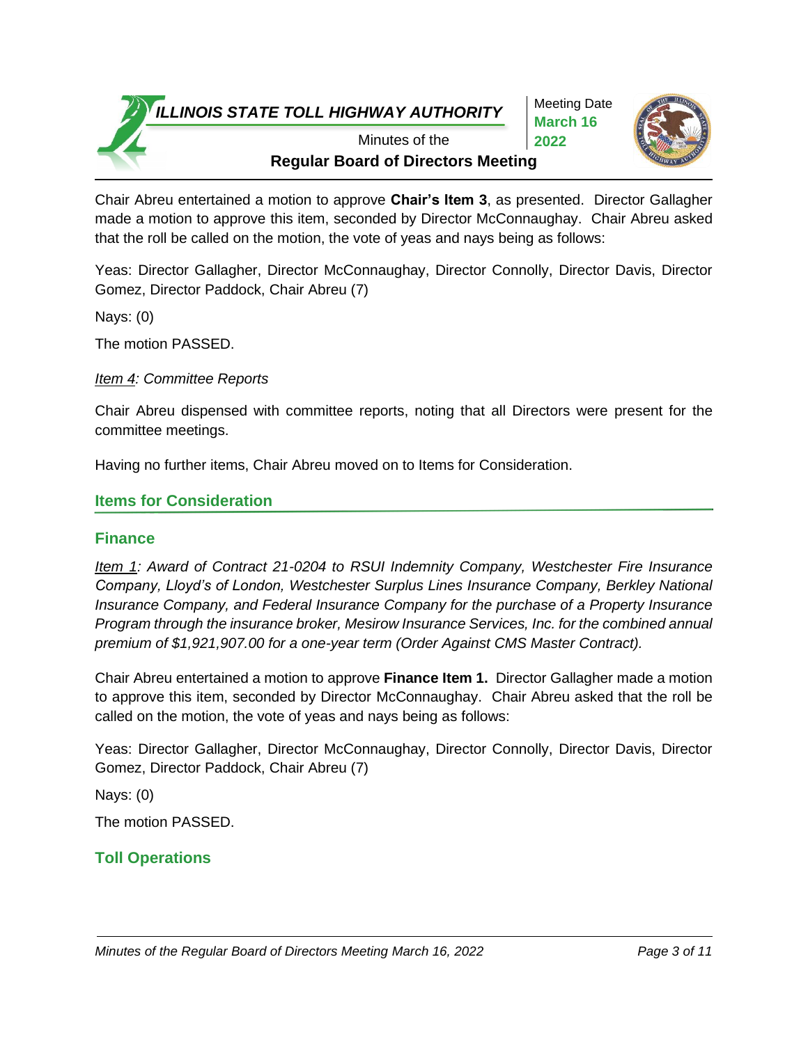Chair Abreu entertained a motion to approve **Chair's Item 3**, as presented. Director Gallagher made a motion to approve this item, seconded by Director McConnaughay. Chair Abreu asked that the roll be called on the motion, the vote of yeas and nays being as follows:

Yeas: Director Gallagher, Director McConnaughay, Director Connolly, Director Davis, Director Gomez, Director Paddock, Chair Abreu (7)

Nays: (0)

The motion PASSED.

*Item 4: Committee Reports*

Chair Abreu dispensed with committee reports, noting that all Directors were present for the committee meetings.

Having no further items, Chair Abreu moved on to Items for Consideration.

## Items for Consideration

### Finance

*Item 1: Award of Contract 21-0204 to RSUI Indemnity Company, Westchester Fire Insurance Company, Lloyd's of London, Westchester Surplus Lines Insurance Company, Berkley National Insurance Company, and Federal Insurance Company for the purchase of a Property Insurance Program through the insurance broker, Mesirow Insurance Services, Inc. for the combined annual premium of $1,921,907.00 for a one-year term (Order Against CMS Master Contract).*

Chair Abreu entertained a motion to approve **Finance Item 1.** Director Gallagher made a motion to approve this item, seconded by Director McConnaughay. Chair Abreu asked that the roll be called on the motion, the vote of yeas and nays being as follows:

Yeas: Director Gallagher, Director McConnaughay, Director Connolly, Director Davis, Director Gomez, Director Paddock, Chair Abreu (7)

Nays: (0)

The motion PASSED.

### Toll Operations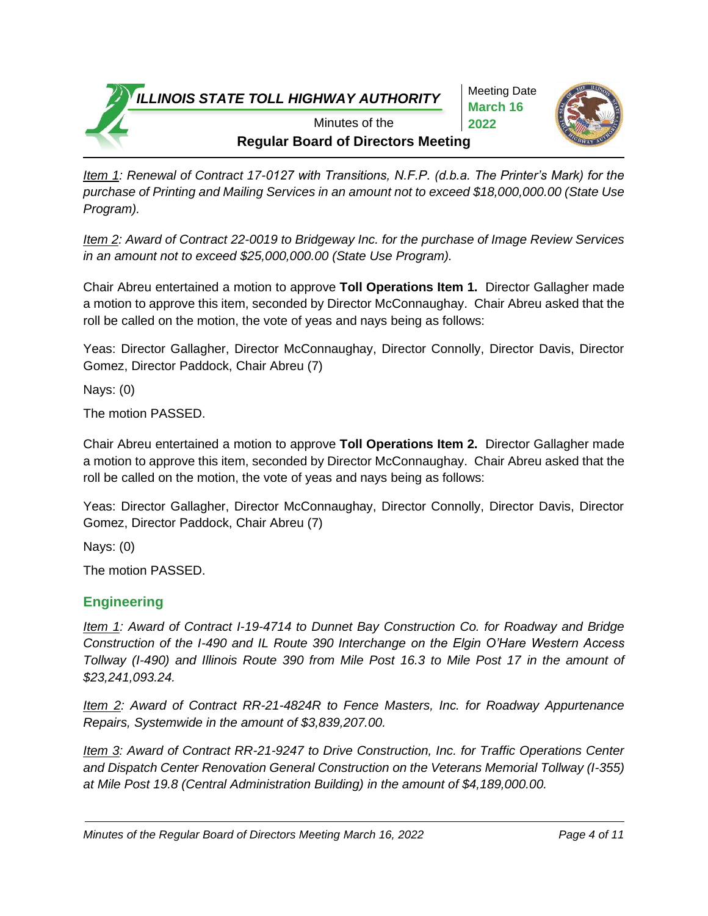*<u>Item 1</u>: Renewal of Contract 17-0127 with Transitions, N.F.P. (d.b.a. The Printer's Mark) for the purchase of Printing and Mailing Services in an amount not to exceed $18,000,000.00 (State Use Program).*

*<u>Item 2</u>: Award of Contract 22-0019 to Bridgeway Inc. for the purchase of Image Review Services in an amount not to exceed $25,000,000.00 (State Use Program).*

Chair Abreu entertained a motion to approve **Toll Operations Item 1.** Director Gallagher made a motion to approve this item, seconded by Director McConnaughay. Chair Abreu asked that the roll be called on the motion, the vote of yeas and nays being as follows:

Yeas: Director Gallagher, Director McConnaughay, Director Connolly, Director Davis, Director Gomez, Director Paddock, Chair Abreu (7)

Nays: (0)

The motion PASSED.

Chair Abreu entertained a motion to approve **Toll Operations Item 2.** Director Gallagher made a motion to approve this item, seconded by Director McConnaughay. Chair Abreu asked that the roll be called on the motion, the vote of yeas and nays being as follows:

Yeas: Director Gallagher, Director McConnaughay, Director Connolly, Director Davis, Director Gomez, Director Paddock, Chair Abreu (7)

Nays: (0)

The motion PASSED.

## Engineering

*<u>Item 1</u>: Award of Contract I-19-4714 to Dunnet Bay Construction Co. for Roadway and Bridge Construction of the I-490 and IL Route 390 Interchange on the Elgin O'Hare Western Access Tollway (I-490) and Illinois Route 390 from Mile Post 16.3 to Mile Post 17 in the amount of $23,241,093.24.*

*<u>Item 2</u>: Award of Contract RR-21-4824R to Fence Masters, Inc. for Roadway Appurtenance Repairs, Systemwide in the amount of $3,839,207.00.*

*<u>Item 3</u>: Award of Contract RR-21-9247 to Drive Construction, Inc. for Traffic Operations Center and Dispatch Center Renovation General Construction on the Veterans Memorial Tollway (I-355) at Mile Post 19.8 (Central Administration Building) in the amount of $4,189,000.00.*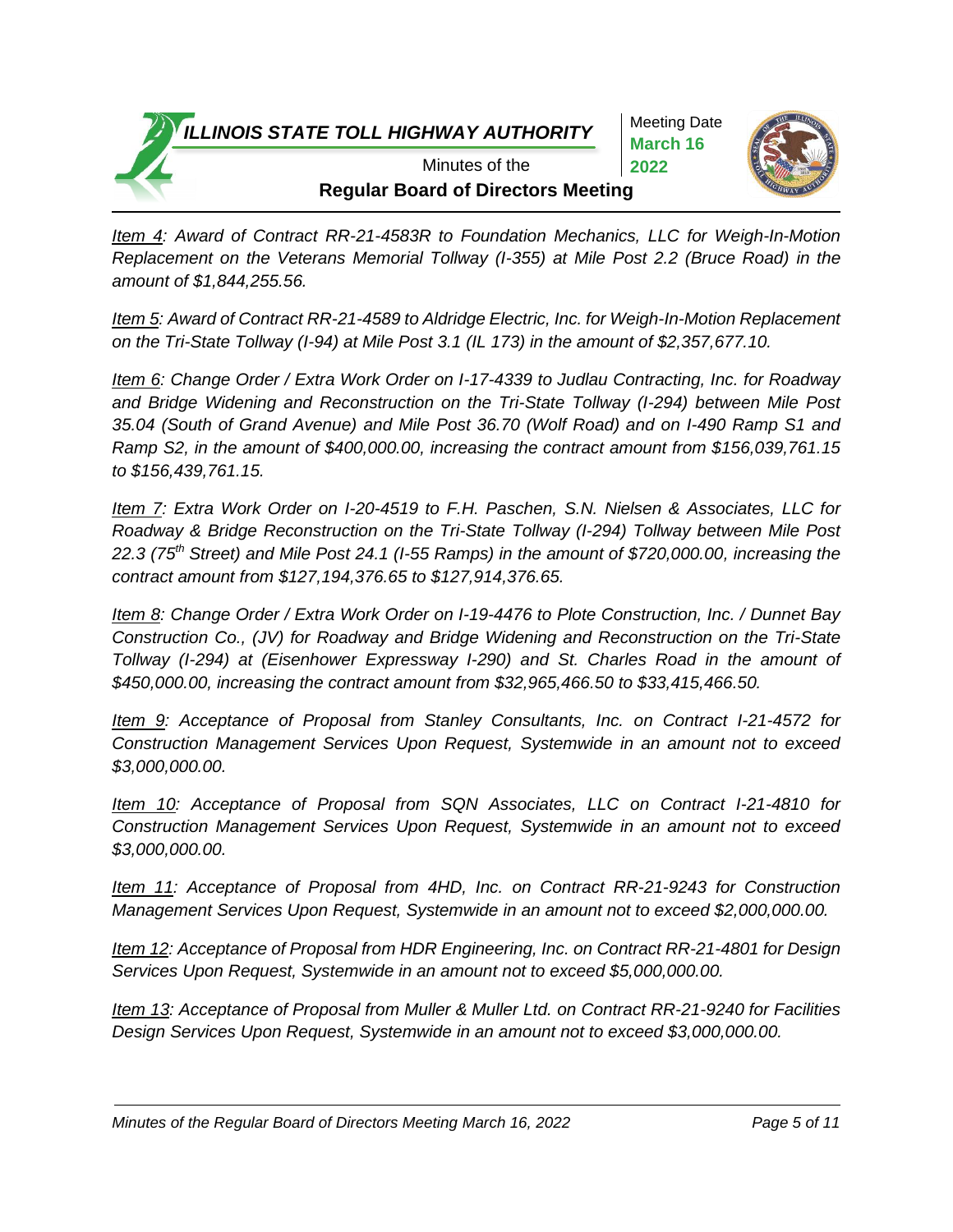*<u>Item 4</u>: Award of Contract RR-21-4583R to Foundation Mechanics, LLC for Weigh-In-Motion Replacement on the Veterans Memorial Tollway (I-355) at Mile Post 2.2 (Bruce Road) in the amount of $1,844,255.56.*

*<u>Item 5</u>: Award of Contract RR-21-4589 to Aldridge Electric, Inc. for Weigh-In-Motion Replacement on the Tri-State Tollway (I-94) at Mile Post 3.1 (IL 173) in the amount of $2,357,677.10.*

*<u>Item 6</u>: Change Order / Extra Work Order on I-17-4339 to Judlau Contracting, Inc. for Roadway and Bridge Widening and Reconstruction on the Tri-State Tollway (I-294) between Mile Post 35.04 (South of Grand Avenue) and Mile Post 36.70 (Wolf Road) and on I-490 Ramp S1 and Ramp S2, in the amount of $400,000.00, increasing the contract amount from $156,039,761.15 to $156,439,761.15.*

*<u>Item 7</u>: Extra Work Order on I-20-4519 to F.H. Paschen, S.N. Nielsen & Associates, LLC for Roadway & Bridge Reconstruction on the Tri-State Tollway (I-294) Tollway between Mile Post 22.3 (75th Street) and Mile Post 24.1 (I-55 Ramps) in the amount of $720,000.00, increasing the contract amount from $127,194,376.65 to $127,914,376.65.*

*<u>Item 8</u>: Change Order / Extra Work Order on I-19-4476 to Plote Construction, Inc. / Dunnet Bay Construction Co., (JV) for Roadway and Bridge Widening and Reconstruction on the Tri-State Tollway (I-294) at (Eisenhower Expressway I-290) and St. Charles Road in the amount of $450,000.00, increasing the contract amount from $32,965,466.50 to $33,415,466.50.*

*<u>Item 9</u>: Acceptance of Proposal from Stanley Consultants, Inc. on Contract I-21-4572 for Construction Management Services Upon Request, Systemwide in an amount not to exceed $3,000,000.00.*

*<u>Item 10</u>: Acceptance of Proposal from SQN Associates, LLC on Contract I-21-4810 for Construction Management Services Upon Request, Systemwide in an amount not to exceed $3,000,000.00.*

*<u>Item 11</u>: Acceptance of Proposal from 4HD, Inc. on Contract RR-21-9243 for Construction Management Services Upon Request, Systemwide in an amount not to exceed $2,000,000.00.*

*<u>Item 12</u>: Acceptance of Proposal from HDR Engineering, Inc. on Contract RR-21-4801 for Design Services Upon Request, Systemwide in an amount not to exceed $5,000,000.00.*

*<u>Item 13</u>: Acceptance of Proposal from Muller & Muller Ltd. on Contract RR-21-9240 for Facilities Design Services Upon Request, Systemwide in an amount not to exceed $3,000,000.00.*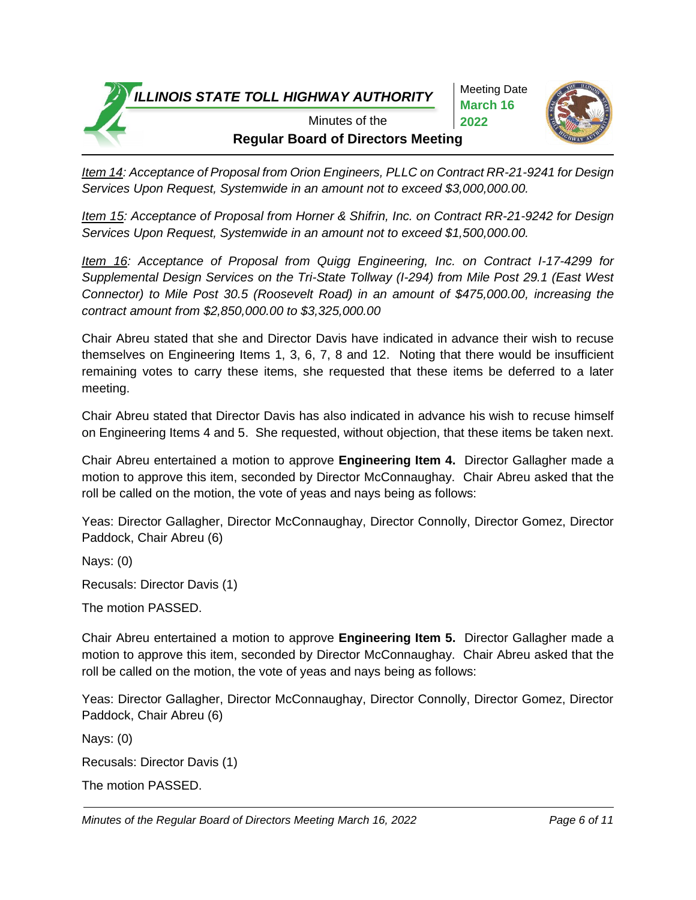*<u>Item 14</u>: Acceptance of Proposal from Orion Engineers, PLLC on Contract RR-21-9241 for Design Services Upon Request, Systemwide in an amount not to exceed $3,000,000.00.*

*<u>Item 15</u>: Acceptance of Proposal from Horner & Shifrin, Inc. on Contract RR-21-9242 for Design Services Upon Request, Systemwide in an amount not to exceed $1,500,000.00.*

*<u>Item 16</u>: Acceptance of Proposal from Quigg Engineering, Inc. on Contract I-17-4299 for Supplemental Design Services on the Tri-State Tollway (I-294) from Mile Post 29.1 (East West Connector) to Mile Post 30.5 (Roosevelt Road) in an amount of $475,000.00, increasing the contract amount from $2,850,000.00 to $3,325,000.00*

Chair Abreu stated that she and Director Davis have indicated in advance their wish to recuse themselves on Engineering Items 1, 3, 6, 7, 8 and 12. Noting that there would be insufficient remaining votes to carry these items, she requested that these items be deferred to a later meeting.

Chair Abreu stated that Director Davis has also indicated in advance his wish to recuse himself on Engineering Items 4 and 5. She requested, without objection, that these items be taken next.

Chair Abreu entertained a motion to approve **Engineering Item 4.** Director Gallagher made a motion to approve this item, seconded by Director McConnaughay. Chair Abreu asked that the roll be called on the motion, the vote of yeas and nays being as follows:

Yeas: Director Gallagher, Director McConnaughay, Director Connolly, Director Gomez, Director Paddock, Chair Abreu (6)

Nays: (0)

Recusals: Director Davis (1)

The motion PASSED.

Chair Abreu entertained a motion to approve **Engineering Item 5.** Director Gallagher made a motion to approve this item, seconded by Director McConnaughay. Chair Abreu asked that the roll be called on the motion, the vote of yeas and nays being as follows:

Yeas: Director Gallagher, Director McConnaughay, Director Connolly, Director Gomez, Director Paddock, Chair Abreu (6)

Nays: (0)

Recusals: Director Davis (1)

The motion PASSED.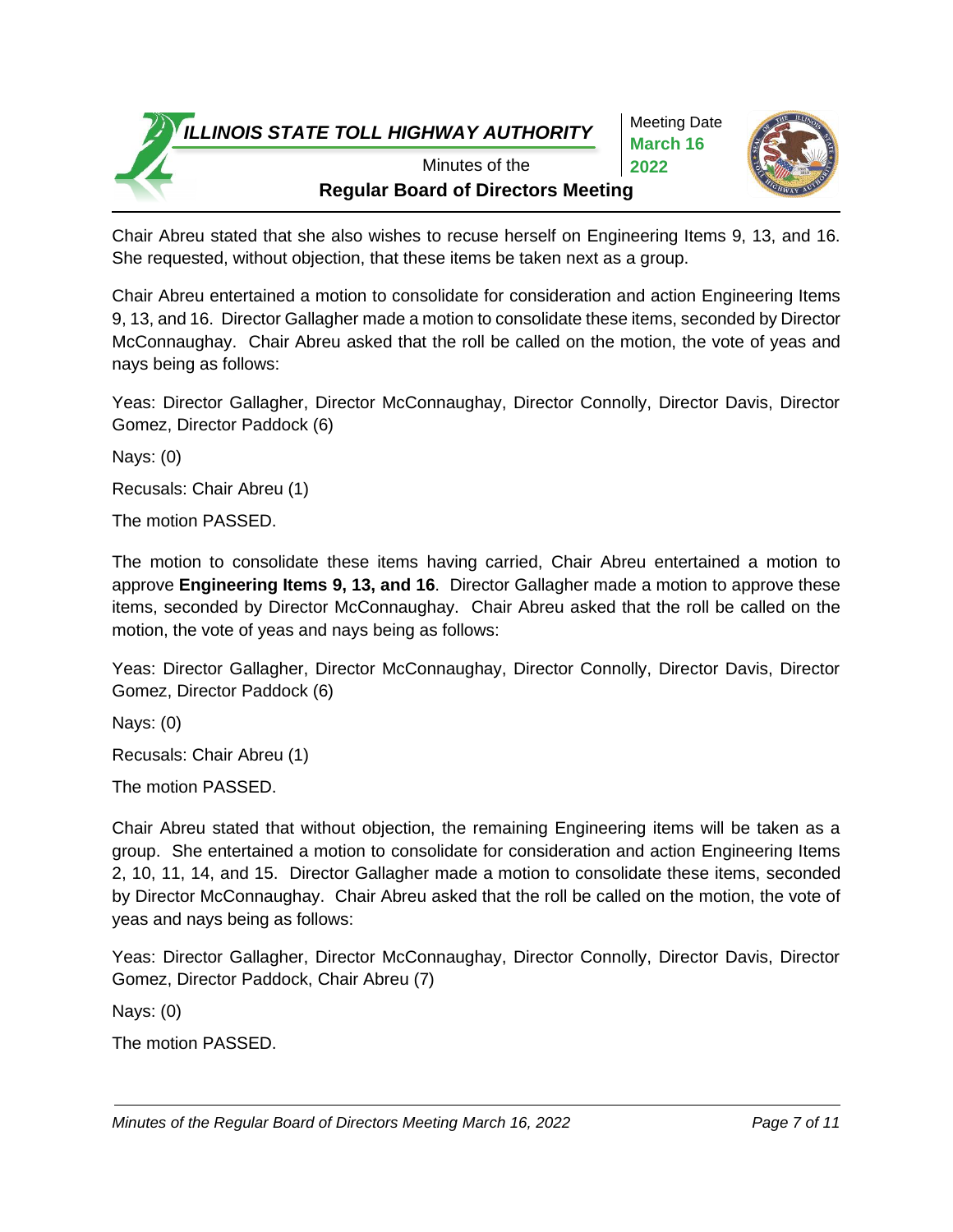Chair Abreu stated that she also wishes to recuse herself on Engineering Items 9, 13, and 16. She requested, without objection, that these items be taken next as a group.

Chair Abreu entertained a motion to consolidate for consideration and action Engineering Items 9, 13, and 16. Director Gallagher made a motion to consolidate these items, seconded by Director McConnaughay. Chair Abreu asked that the roll be called on the motion, the vote of yeas and nays being as follows:

Yeas: Director Gallagher, Director McConnaughay, Director Connolly, Director Davis, Director Gomez, Director Paddock (6)

Nays: (0)

Recusals: Chair Abreu (1)

The motion PASSED.

The motion to consolidate these items having carried, Chair Abreu entertained a motion to approve **Engineering Items 9, 13, and 16**. Director Gallagher made a motion to approve these items, seconded by Director McConnaughay. Chair Abreu asked that the roll be called on the motion, the vote of yeas and nays being as follows:

Yeas: Director Gallagher, Director McConnaughay, Director Connolly, Director Davis, Director Gomez, Director Paddock (6)

Nays: (0)

Recusals: Chair Abreu (1)

The motion PASSED.

Chair Abreu stated that without objection, the remaining Engineering items will be taken as a group. She entertained a motion to consolidate for consideration and action Engineering Items 2, 10, 11, 14, and 15. Director Gallagher made a motion to consolidate these items, seconded by Director McConnaughay. Chair Abreu asked that the roll be called on the motion, the vote of yeas and nays being as follows:

Yeas: Director Gallagher, Director McConnaughay, Director Connolly, Director Davis, Director Gomez, Director Paddock, Chair Abreu (7)

Nays: (0)

The motion PASSED.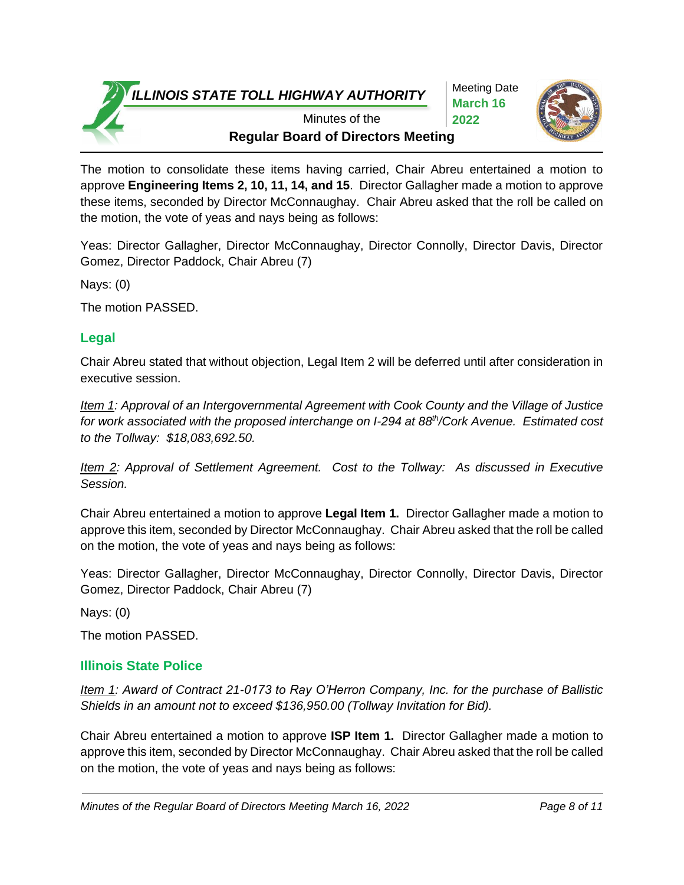The motion to consolidate these items having carried, Chair Abreu entertained a motion to approve **Engineering Items 2, 10, 11, 14, and 15**. Director Gallagher made a motion to approve these items, seconded by Director McConnaughay. Chair Abreu asked that the roll be called on the motion, the vote of yeas and nays being as follows:

Yeas: Director Gallagher, Director McConnaughay, Director Connolly, Director Davis, Director Gomez, Director Paddock, Chair Abreu (7)

Nays: (0)

The motion PASSED.

## Legal

Chair Abreu stated that without objection, Legal Item 2 will be deferred until after consideration in executive session.

*Item 1: Approval of an Intergovernmental Agreement with Cook County and the Village of Justice for work associated with the proposed interchange on I-294 at 88th/Cork Avenue. Estimated cost to the Tollway: $18,083,692.50.*

*Item 2: Approval of Settlement Agreement. Cost to the Tollway: As discussed in Executive Session.*

Chair Abreu entertained a motion to approve **Legal Item 1.** Director Gallagher made a motion to approve this item, seconded by Director McConnaughay. Chair Abreu asked that the roll be called on the motion, the vote of yeas and nays being as follows:

Yeas: Director Gallagher, Director McConnaughay, Director Connolly, Director Davis, Director Gomez, Director Paddock, Chair Abreu (7)

Nays: (0)

The motion PASSED.

## Illinois State Police

*Item 1: Award of Contract 21-0173 to Ray O'Herron Company, Inc. for the purchase of Ballistic Shields in an amount not to exceed $136,950.00 (Tollway Invitation for Bid).*

Chair Abreu entertained a motion to approve **ISP Item 1.** Director Gallagher made a motion to approve this item, seconded by Director McConnaughay. Chair Abreu asked that the roll be called on the motion, the vote of yeas and nays being as follows: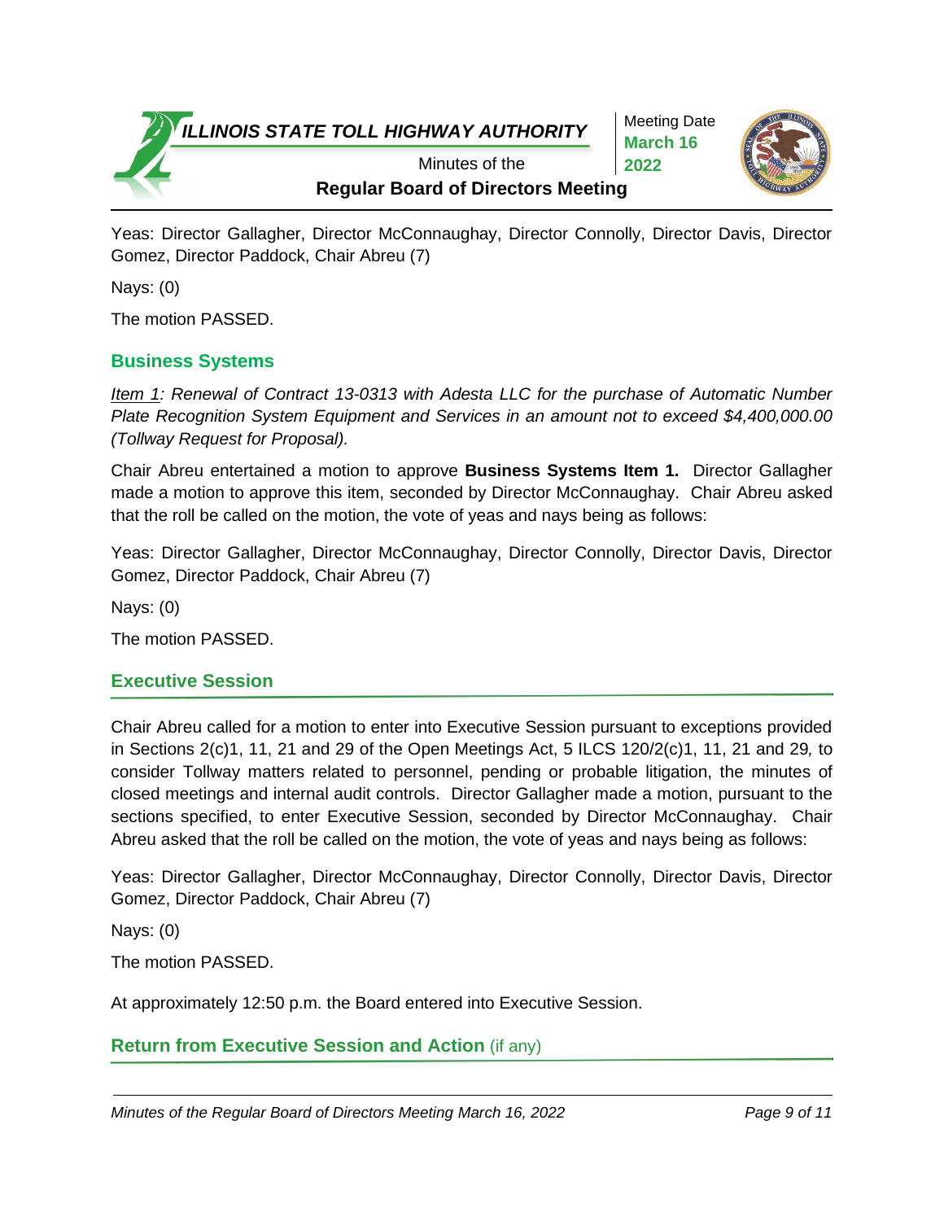Yeas: Director Gallagher, Director McConnaughay, Director Connolly, Director Davis, Director Gomez, Director Paddock, Chair Abreu (7)

Nays: (0)

The motion PASSED.

## Business Systems

*Item 1: Renewal of Contract 13-0313 with Adesta LLC for the purchase of Automatic Number Plate Recognition System Equipment and Services in an amount not to exceed $4,400,000.00 (Tollway Request for Proposal).*

Chair Abreu entertained a motion to approve **Business Systems Item 1.** Director Gallagher made a motion to approve this item, seconded by Director McConnaughay. Chair Abreu asked that the roll be called on the motion, the vote of yeas and nays being as follows:

Yeas: Director Gallagher, Director McConnaughay, Director Connolly, Director Davis, Director Gomez, Director Paddock, Chair Abreu (7)

Nays: (0)

The motion PASSED.

## Executive Session

Chair Abreu called for a motion to enter into Executive Session pursuant to exceptions provided in Sections 2(c)1, 11, 21 and 29 of the Open Meetings Act, 5 ILCS 120/2(c)1, 11, 21 and 29, to consider Tollway matters related to personnel, pending or probable litigation, the minutes of closed meetings and internal audit controls. Director Gallagher made a motion, pursuant to the sections specified, to enter Executive Session, seconded by Director McConnaughay. Chair Abreu asked that the roll be called on the motion, the vote of yeas and nays being as follows:

Yeas: Director Gallagher, Director McConnaughay, Director Connolly, Director Davis, Director Gomez, Director Paddock, Chair Abreu (7)

Nays: (0)

The motion PASSED.

At approximately 12:50 p.m. the Board entered into Executive Session.

## Return from Executive Session and Action (if any)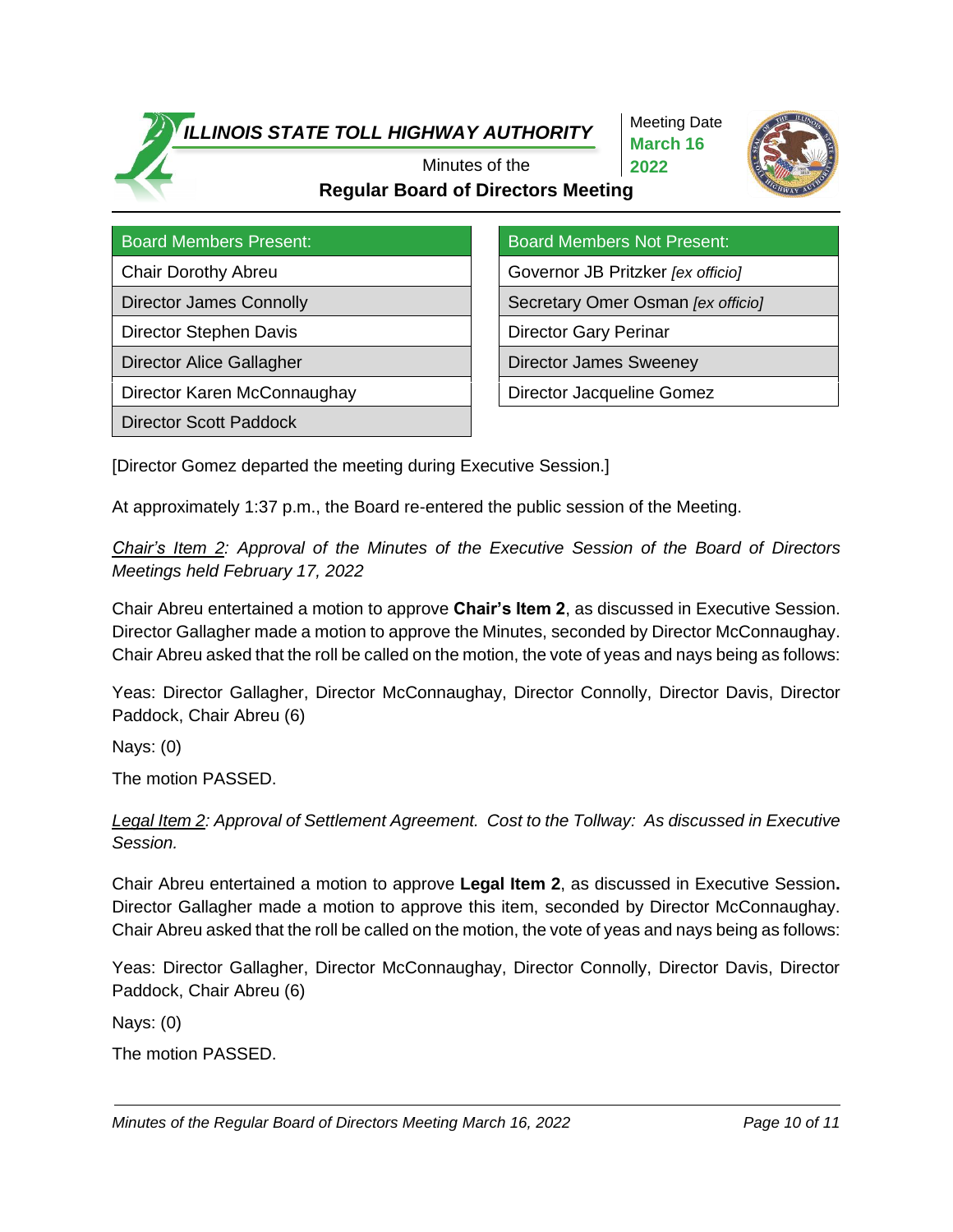**ILLINOIS STATE TOLL HIGHWAY AUTHORITY**

Minutes of the

**Regular Board of Directors Meeting**

Meeting Date **March 16 2022**

| Board Members Present: | Board Members Not Present: |
|---|---|
| Chair Dorothy Abreu | Governor JB Pritzker *[ex officio]* |
| Director James Connolly | Secretary Omer Osman *[ex officio]* |
| Director Stephen Davis | Director Gary Perinar |
| Director Alice Gallagher | Director James Sweeney |
| Director Karen McConnaughay | Director Jacqueline Gomez |
| Director Scott Paddock | |

[Director Gomez departed the meeting during Executive Session.]

At approximately 1:37 p.m., the Board re-entered the public session of the Meeting.

*Chair's Item 2: Approval of the Minutes of the Executive Session of the Board of Directors Meetings held February 17, 2022*

Chair Abreu entertained a motion to approve **Chair's Item 2**, as discussed in Executive Session. Director Gallagher made a motion to approve the Minutes, seconded by Director McConnaughay. Chair Abreu asked that the roll be called on the motion, the vote of yeas and nays being as follows:

Yeas: Director Gallagher, Director McConnaughay, Director Connolly, Director Davis, Director Paddock, Chair Abreu (6)

Nays: (0)

The motion PASSED.

*Legal Item 2: Approval of Settlement Agreement. Cost to the Tollway: As discussed in Executive Session.*

Chair Abreu entertained a motion to approve **Legal Item 2**, as discussed in Executive Session**.** Director Gallagher made a motion to approve this item, seconded by Director McConnaughay. Chair Abreu asked that the roll be called on the motion, the vote of yeas and nays being as follows:

Yeas: Director Gallagher, Director McConnaughay, Director Connolly, Director Davis, Director Paddock, Chair Abreu (6)

Nays: (0)

The motion PASSED.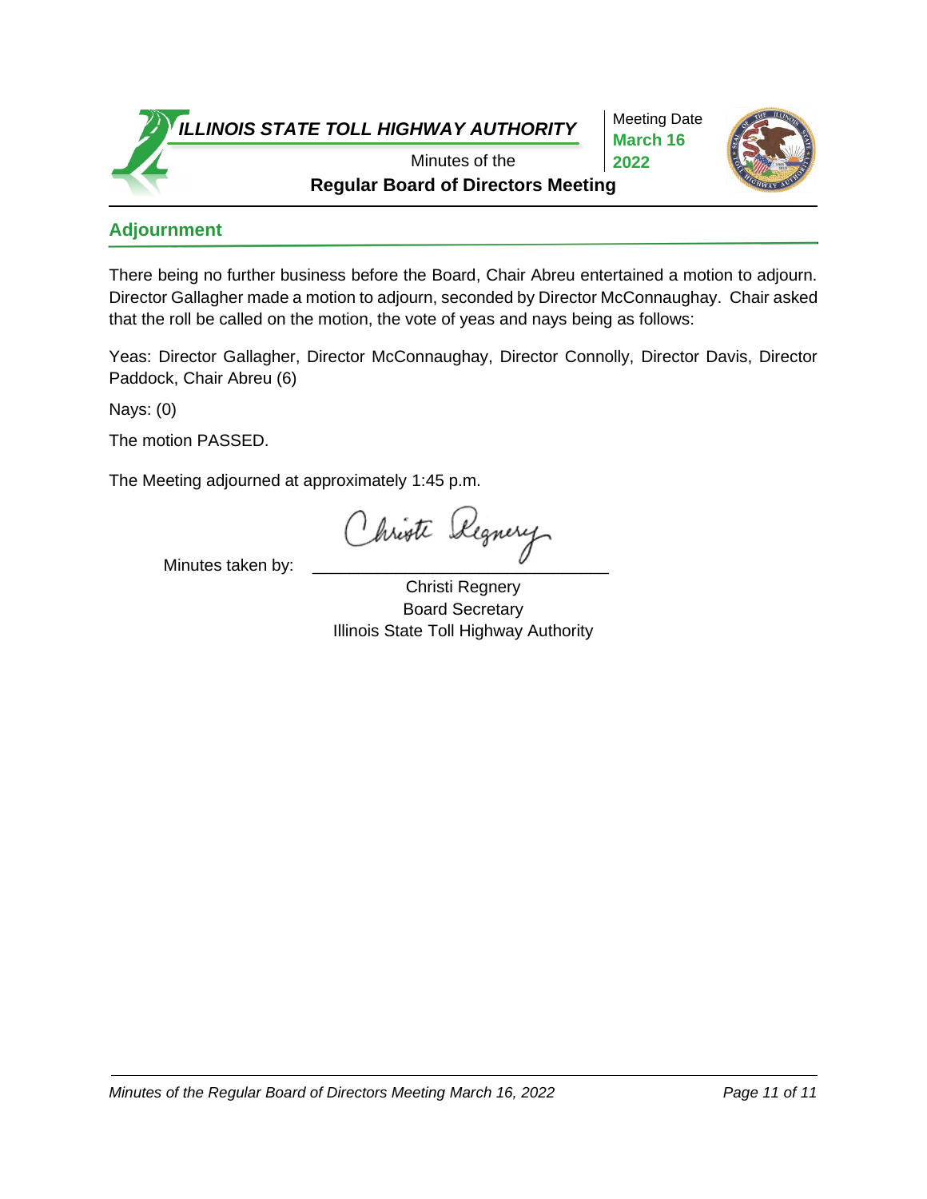## Adjournment

There being no further business before the Board, Chair Abreu entertained a motion to adjourn. Director Gallagher made a motion to adjourn, seconded by Director McConnaughay. Chair asked that the roll be called on the motion, the vote of yeas and nays being as follows:

Yeas: Director Gallagher, Director McConnaughay, Director Connolly, Director Davis, Director Paddock, Chair Abreu (6)

Nays: (0)

The motion PASSED.

The Meeting adjourned at approximately 1:45 p.m.

Minutes taken by: ______________________________

Christi Regnery
Board Secretary
Illinois State Toll Highway Authority